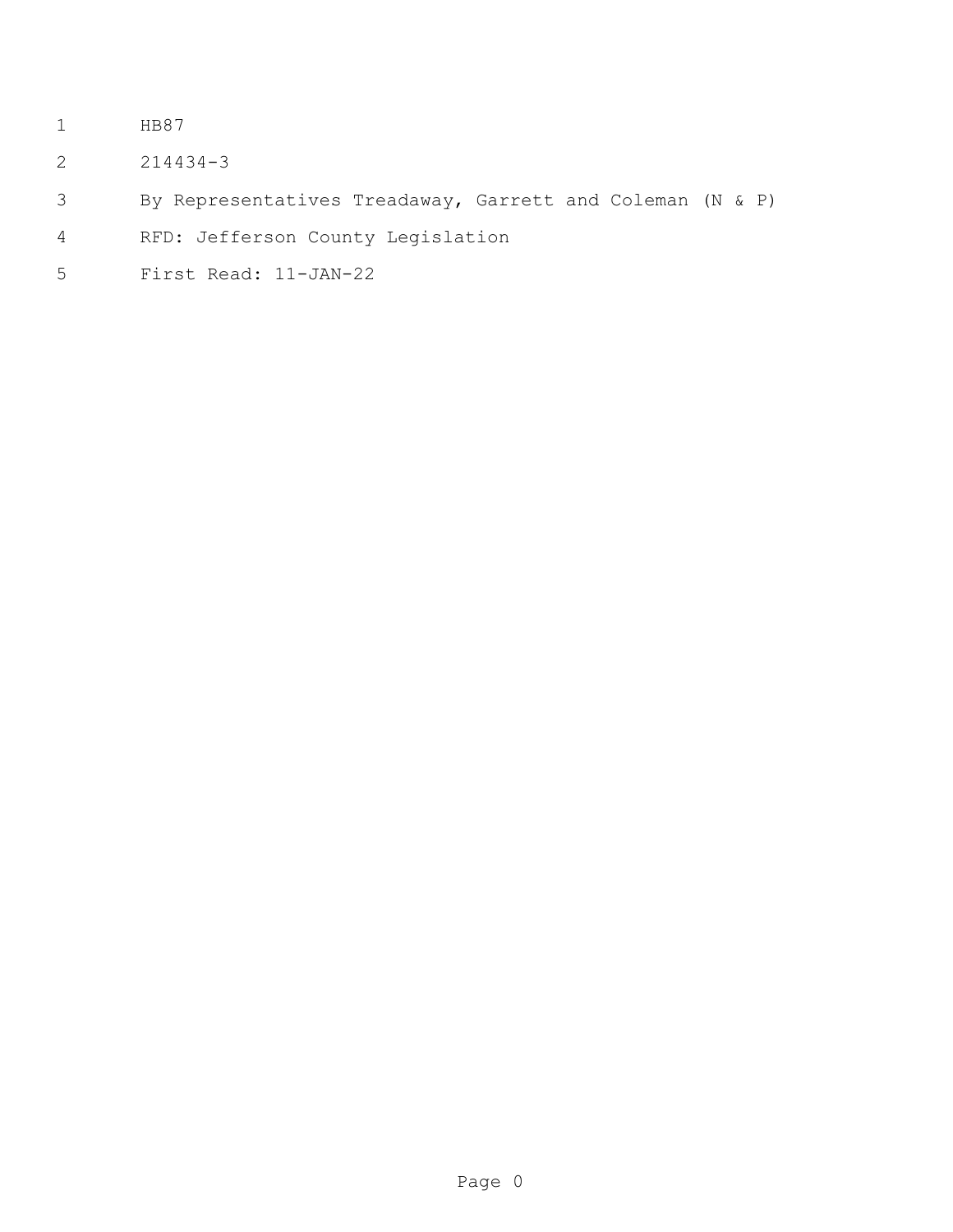HB87

214434-3

By Representatives Treadaway, Garrett and Coleman (N & P)

RFD: Jefferson County Legislation

First Read: 11-JAN-22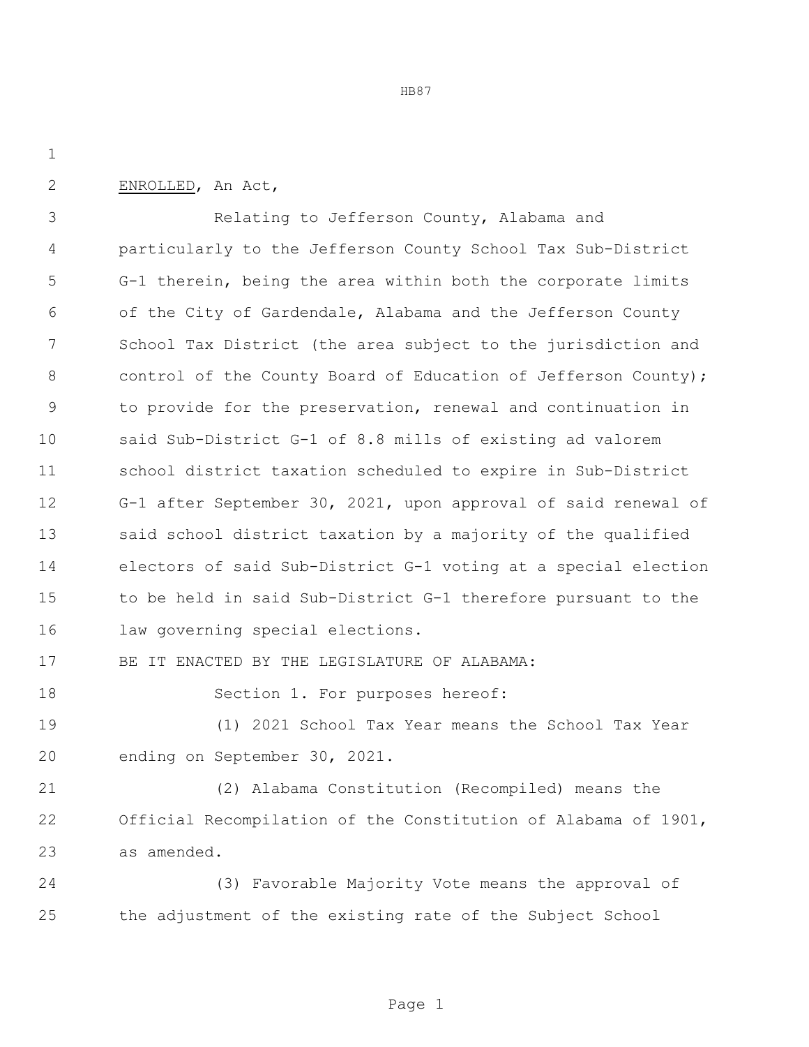ENROLLED, An Act,

Relating to Jefferson County, Alabama and particularly to the Jefferson County School Tax Sub-District G-1 therein, being the area within both the corporate limits of the City of Gardendale, Alabama and the Jefferson County School Tax District (the area subject to the jurisdiction and control of the County Board of Education of Jefferson County); to provide for the preservation, renewal and continuation in said Sub-District G-1 of 8.8 mills of existing ad valorem school district taxation scheduled to expire in Sub-District G-1 after September 30, 2021, upon approval of said renewal of said school district taxation by a majority of the qualified electors of said Sub-District G-1 voting at a special election to be held in said Sub-District G-1 therefore pursuant to the law governing special elections.

BE IT ENACTED BY THE LEGISLATURE OF ALABAMA:

Section 1. For purposes hereof:

(1) 2021 School Tax Year means the School Tax Year ending on September 30, 2021.

(2) Alabama Constitution (Recompiled) means the Official Recompilation of the Constitution of Alabama of 1901, as amended.

(3) Favorable Majority Vote means the approval of the adjustment of the existing rate of the Subject School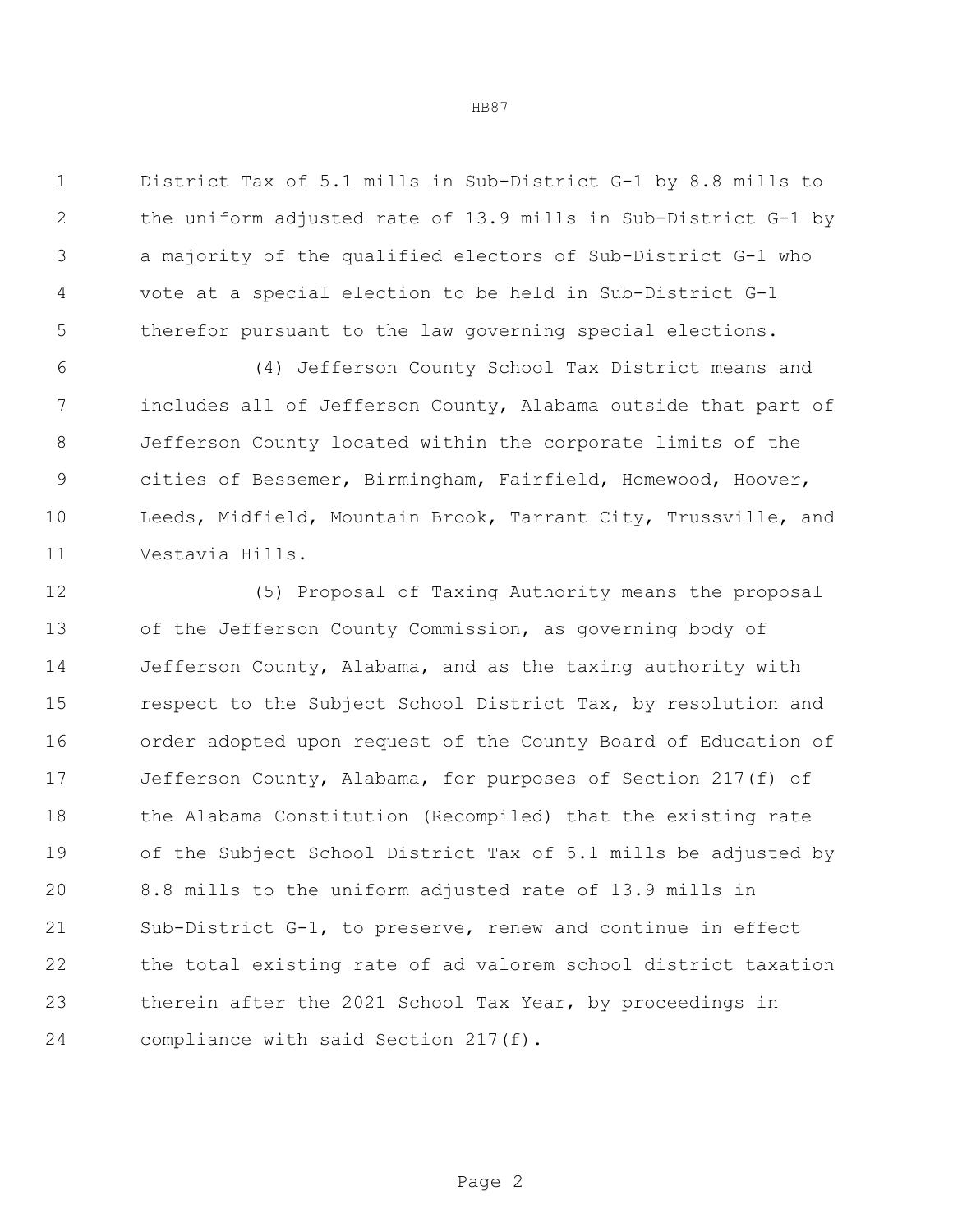District Tax of 5.1 mills in Sub-District G-1 by 8.8 mills to the uniform adjusted rate of 13.9 mills in Sub-District G-1 by a majority of the qualified electors of Sub-District G-1 who vote at a special election to be held in Sub-District G-1 therefor pursuant to the law governing special elections.

(4) Jefferson County School Tax District means and includes all of Jefferson County, Alabama outside that part of Jefferson County located within the corporate limits of the cities of Bessemer, Birmingham, Fairfield, Homewood, Hoover, Leeds, Midfield, Mountain Brook, Tarrant City, Trussville, and Vestavia Hills.

(5) Proposal of Taxing Authority means the proposal of the Jefferson County Commission, as governing body of Jefferson County, Alabama, and as the taxing authority with respect to the Subject School District Tax, by resolution and order adopted upon request of the County Board of Education of Jefferson County, Alabama, for purposes of Section 217(f) of the Alabama Constitution (Recompiled) that the existing rate of the Subject School District Tax of 5.1 mills be adjusted by 8.8 mills to the uniform adjusted rate of 13.9 mills in Sub-District G-1, to preserve, renew and continue in effect the total existing rate of ad valorem school district taxation therein after the 2021 School Tax Year, by proceedings in compliance with said Section 217(f).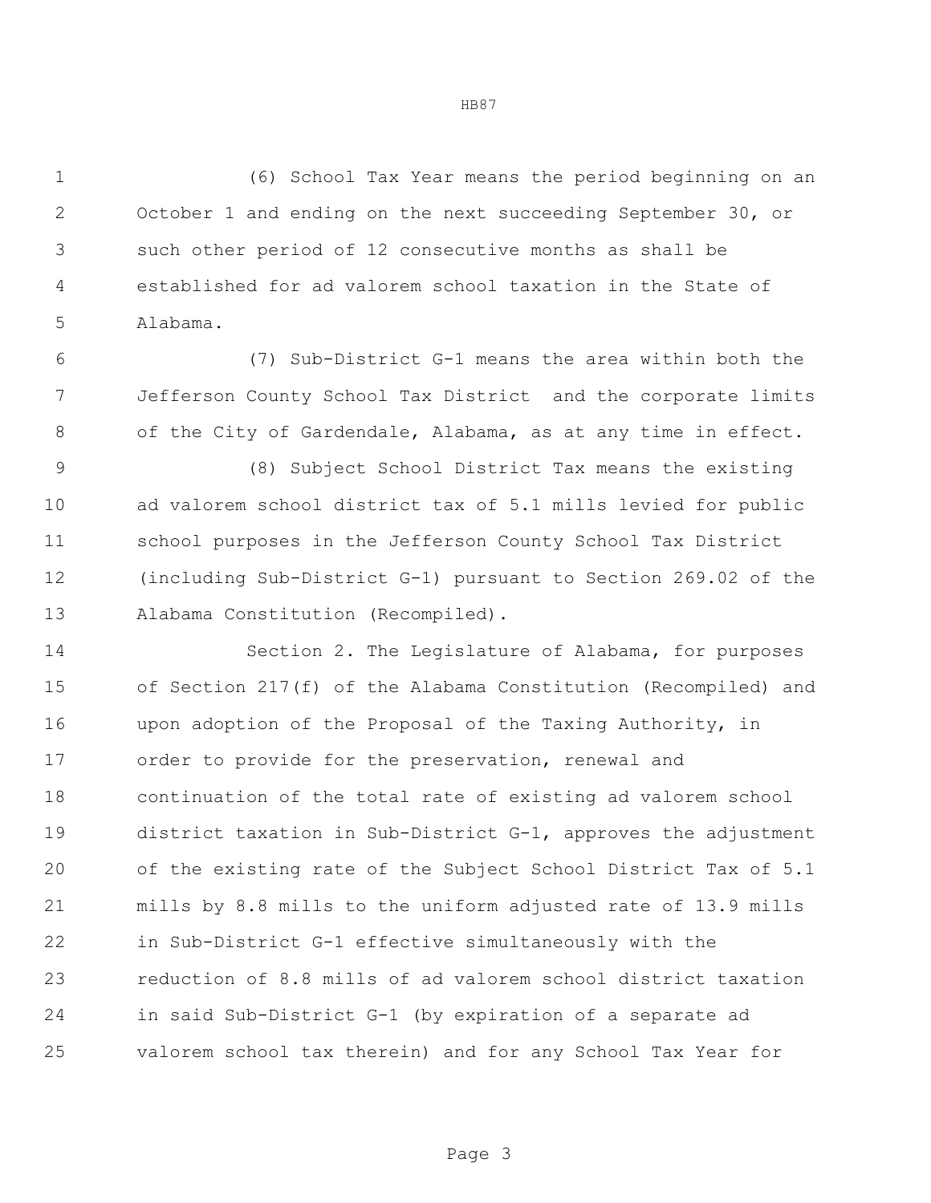(6) School Tax Year means the period beginning on an October 1 and ending on the next succeeding September 30, or such other period of 12 consecutive months as shall be established for ad valorem school taxation in the State of Alabama.

(7) Sub-District G-1 means the area within both the Jefferson County School Tax District and the corporate limits of the City of Gardendale, Alabama, as at any time in effect.

(8) Subject School District Tax means the existing ad valorem school district tax of 5.1 mills levied for public school purposes in the Jefferson County School Tax District (including Sub-District G-1) pursuant to Section 269.02 of the Alabama Constitution (Recompiled).

Section 2. The Legislature of Alabama, for purposes of Section 217(f) of the Alabama Constitution (Recompiled) and upon adoption of the Proposal of the Taxing Authority, in order to provide for the preservation, renewal and continuation of the total rate of existing ad valorem school district taxation in Sub-District G-1, approves the adjustment of the existing rate of the Subject School District Tax of 5.1 mills by 8.8 mills to the uniform adjusted rate of 13.9 mills in Sub-District G-1 effective simultaneously with the reduction of 8.8 mills of ad valorem school district taxation in said Sub-District G-1 (by expiration of a separate ad valorem school tax therein) and for any School Tax Year for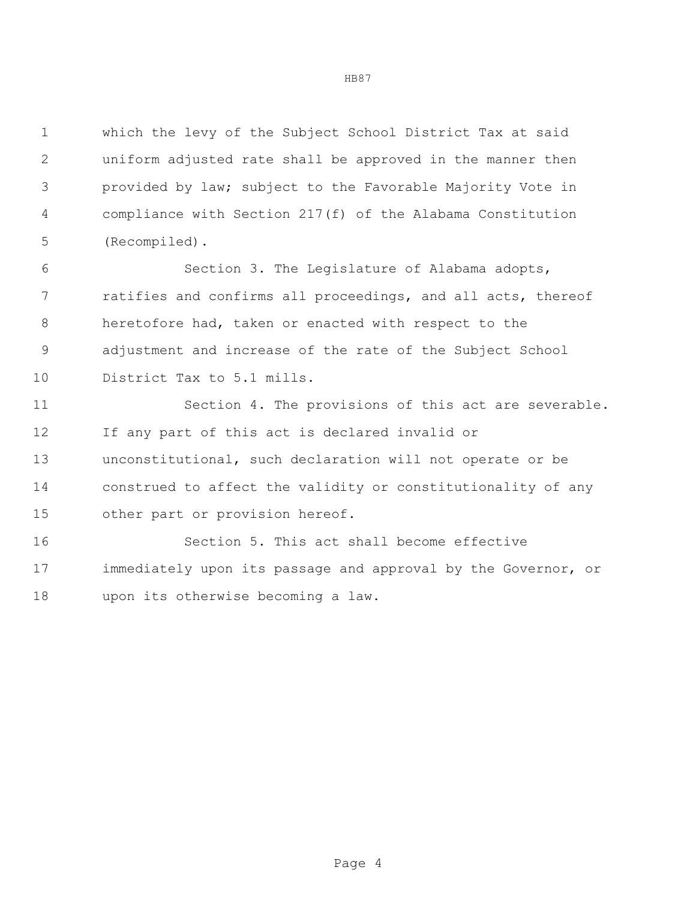which the levy of the Subject School District Tax at said uniform adjusted rate shall be approved in the manner then provided by law; subject to the Favorable Majority Vote in compliance with Section 217(f) of the Alabama Constitution (Recompiled).

Section 3. The Legislature of Alabama adopts, ratifies and confirms all proceedings, and all acts, thereof heretofore had, taken or enacted with respect to the adjustment and increase of the rate of the Subject School District Tax to 5.1 mills.

Section 4. The provisions of this act are severable. If any part of this act is declared invalid or unconstitutional, such declaration will not operate or be construed to affect the validity or constitutionality of any other part or provision hereof.

Section 5. This act shall become effective immediately upon its passage and approval by the Governor, or upon its otherwise becoming a law.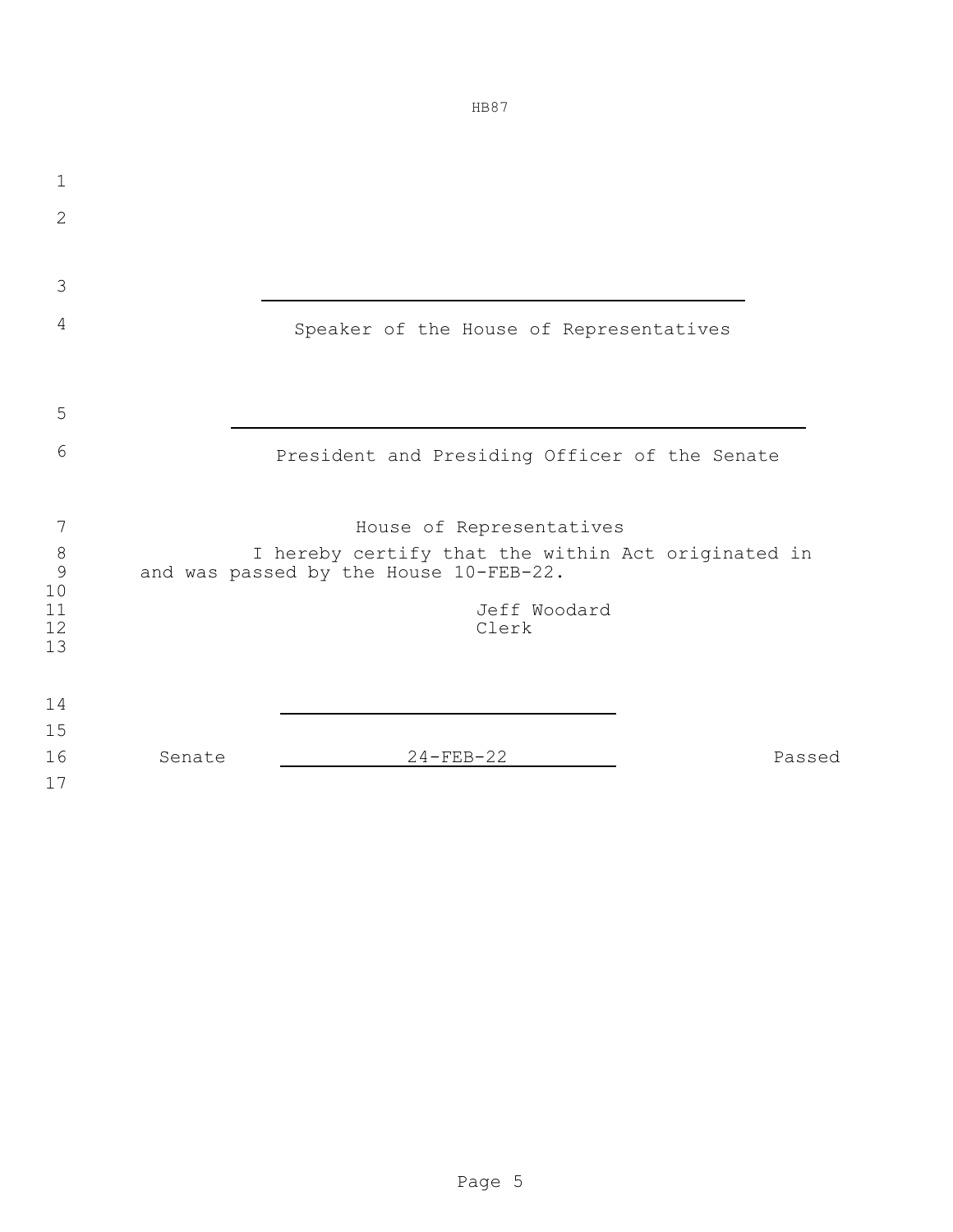\_\_\_\_\_\_\_\_\_\_\_\_\_\_\_\_\_\_\_\_\_\_\_\_\_\_\_\_\_\_\_\_\_\_\_\_\_\_\_\_

Speaker of the House of Representatives

\_\_\_\_\_\_\_\_\_\_\_\_\_\_\_\_\_\_\_\_\_\_\_\_\_\_\_\_\_\_\_\_\_\_\_\_\_\_\_\_

President and Presiding Officer of the Senate

House of Representatives

I hereby certify that the within Act originated in and was passed by the House 10-FEB-22.

Jeff Woodard
Clerk

\_\_\_\_\_\_\_\_\_\_\_\_\_\_\_\_\_\_\_\_\_\_\_\_\_\_\_\_\_\_

Senate 24-FEB-22 Passed